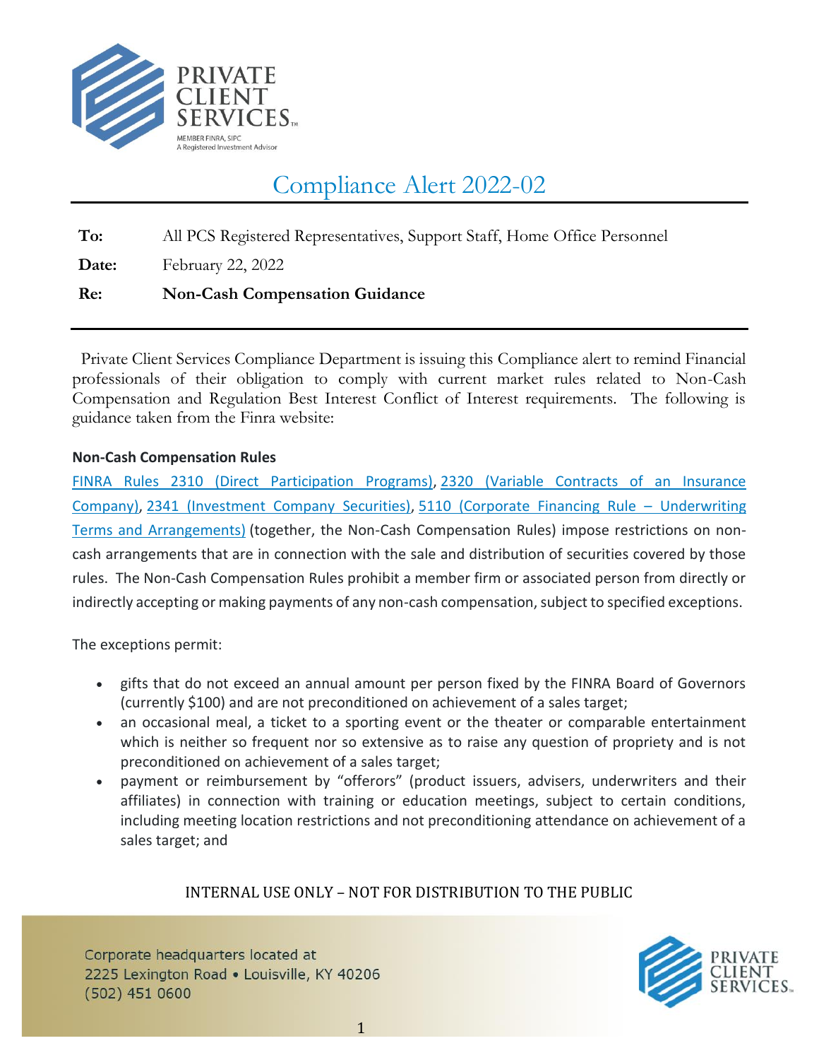PRIVATE CLIENT SERVICES™

MEMBER FINRA, SIPC
A Registered Investment Advisor

# Compliance Alert 2022-02

**To:** All PCS Registered Representatives, Support Staff, Home Office Personnel

**Date:** February 22, 2022

**Re:** **Non-Cash Compensation Guidance**

Private Client Services Compliance Department is issuing this Compliance alert to remind Financial professionals of their obligation to comply with current market rules related to Non-Cash Compensation and Regulation Best Interest Conflict of Interest requirements. The following is guidance taken from the Finra website:

**Non-Cash Compensation Rules**

FINRA Rules 2310 (Direct Participation Programs), 2320 (Variable Contracts of an Insurance Company), 2341 (Investment Company Securities), 5110 (Corporate Financing Rule – Underwriting Terms and Arrangements) (together, the Non-Cash Compensation Rules) impose restrictions on non-cash arrangements that are in connection with the sale and distribution of securities covered by those rules. The Non-Cash Compensation Rules prohibit a member firm or associated person from directly or indirectly accepting or making payments of any non-cash compensation, subject to specified exceptions.

The exceptions permit:

- gifts that do not exceed an annual amount per person fixed by the FINRA Board of Governors (currently $100) and are not preconditioned on achievement of a sales target;
- an occasional meal, a ticket to a sporting event or the theater or comparable entertainment which is neither so frequent nor so extensive as to raise any question of propriety and is not preconditioned on achievement of a sales target;
- payment or reimbursement by "offerors" (product issuers, advisers, underwriters and their affiliates) in connection with training or education meetings, subject to certain conditions, including meeting location restrictions and not preconditioning attendance on achievement of a sales target; and

INTERNAL USE ONLY – NOT FOR DISTRIBUTION TO THE PUBLIC

Corporate headquarters located at
2225 Lexington Road • Louisville, KY 40206
(502) 451 0600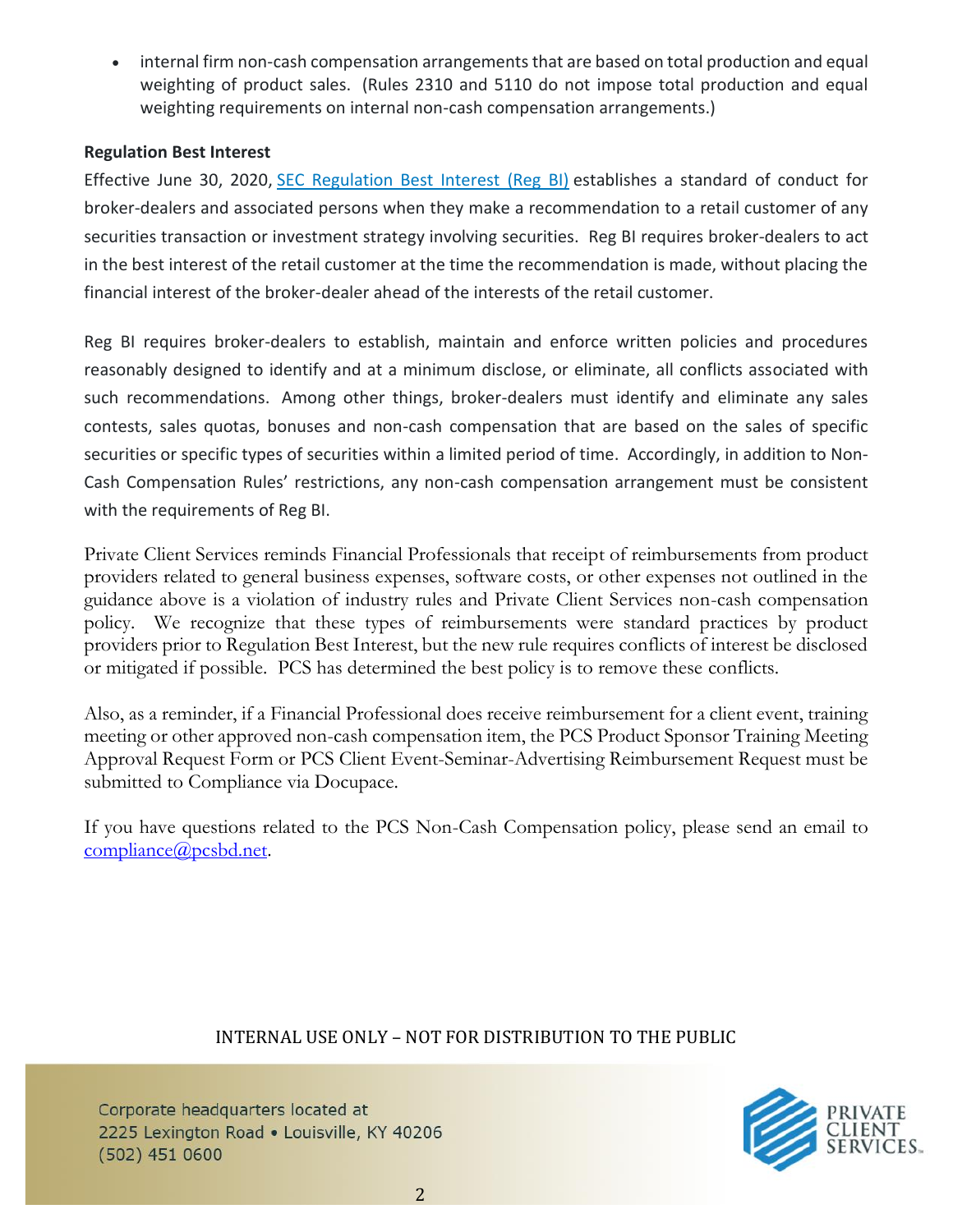- internal firm non-cash compensation arrangements that are based on total production and equal weighting of product sales. (Rules 2310 and 5110 do not impose total production and equal weighting requirements on internal non-cash compensation arrangements.)

**Regulation Best Interest**

Effective June 30, 2020, SEC Regulation Best Interest (Reg BI) establishes a standard of conduct for broker-dealers and associated persons when they make a recommendation to a retail customer of any securities transaction or investment strategy involving securities. Reg BI requires broker-dealers to act in the best interest of the retail customer at the time the recommendation is made, without placing the financial interest of the broker-dealer ahead of the interests of the retail customer.

Reg BI requires broker-dealers to establish, maintain and enforce written policies and procedures reasonably designed to identify and at a minimum disclose, or eliminate, all conflicts associated with such recommendations. Among other things, broker-dealers must identify and eliminate any sales contests, sales quotas, bonuses and non-cash compensation that are based on the sales of specific securities or specific types of securities within a limited period of time. Accordingly, in addition to Non-Cash Compensation Rules' restrictions, any non-cash compensation arrangement must be consistent with the requirements of Reg BI.

Private Client Services reminds Financial Professionals that receipt of reimbursements from product providers related to general business expenses, software costs, or other expenses not outlined in the guidance above is a violation of industry rules and Private Client Services non-cash compensation policy. We recognize that these types of reimbursements were standard practices by product providers prior to Regulation Best Interest, but the new rule requires conflicts of interest be disclosed or mitigated if possible. PCS has determined the best policy is to remove these conflicts.

Also, as a reminder, if a Financial Professional does receive reimbursement for a client event, training meeting or other approved non-cash compensation item, the PCS Product Sponsor Training Meeting Approval Request Form or PCS Client Event-Seminar-Advertising Reimbursement Request must be submitted to Compliance via Docupace.

If you have questions related to the PCS Non-Cash Compensation policy, please send an email to compliance@pcsbd.net.

INTERNAL USE ONLY – NOT FOR DISTRIBUTION TO THE PUBLIC

Corporate headquarters located at
2225 Lexington Road • Louisville, KY 40206
(502) 451 0600

PRIVATE CLIENT SERVICES